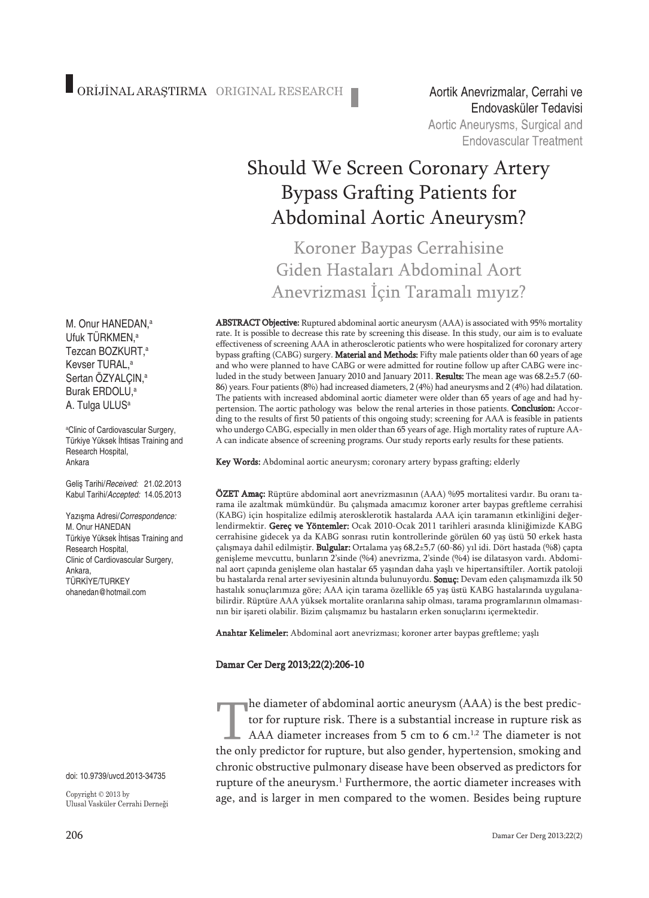ORİJİNAL ARAŞTIRMA ORIGINAL RESEARCH

Aortik Anevrizmalar, Cerrahi ve Endovasküler Tedavisi
Aortic Aneurysms, Surgical and Endovascular Treatment

# Should We Screen Coronary Artery Bypass Grafting Patients for Abdominal Aortic Aneurysm?

## Koroner Baypas Cerrahisine Giden Hastaları Abdominal Aort Anevrizması İçin Taramalı mıyız?

M. Onur HANEDAN,[a]
Ufuk TÜRKMEN,[a]
Tezcan BOZKURT,[a]
Kevser TURAL,[a]
Sertan ÖZYALÇIN,[a]
Burak ERDOLU,[a]
A. Tulga ULUS[a]

[a]Clinic of Cardiovascular Surgery, Türkiye Yüksek İhtisas Training and Research Hospital, Ankara

Geliş Tarihi/*Received:* 21.02.2013
Kabul Tarihi/*Accepted:* 14.05.2013

Yazışma Adresi/*Correspondence:*
M. Onur HANEDAN
Türkiye Yüksek İhtisas Training and Research Hospital,
Clinic of Cardiovascular Surgery,
Ankara,
TÜRKİYE/TURKEY
ohanedan@hotmail.com

**ABSTRACT Objective:** Ruptured abdominal aortic aneurysm (AAA) is associated with 95% mortality rate. It is possible to decrease this rate by screening this disease. In this study, our aim is to evaluate effectiveness of screening AAA in atherosclerotic patients who were hospitalized for coronary artery bypass grafting (CABG) surgery. **Material and Methods:** Fifty male patients older than 60 years of age and who were planned to have CABG or were admitted for routine follow up after CABG were included in the study between January 2010 and January 2011. **Results:** The mean age was 68.2±5.7 (60-86) years. Four patients (8%) had increased diameters, 2 (4%) had aneurysms and 2 (4%) had dilatation. The patients with increased abdominal aortic diameter were older than 65 years of age and had hypertension. The aortic pathology was below the renal arteries in those patients. **Conclusion:** According to the results of first 50 patients of this ongoing study; screening for AAA is feasible in patients who undergo CABG, especially in men older than 65 years of age. High mortality rates of rupture AA-A can indicate absence of screening programs. Our study reports early results for these patients.

**Key Words:** Abdominal aortic aneurysm; coronary artery bypass grafting; elderly

**ÖZET Amaç:** Rüptüre abdominal aort anevrizmasının (AAA) %95 mortalitesi vardır. Bu oranı tarama ile azaltmak mümkündür. Bu çalışmada amacımız koroner arter baypas greftleme cerrahisi (KABG) için hospitalize edilmiş aterosklerotik hastalarda AAA için taramanın etkinliğini değerlendirmektir. **Gereç ve Yöntemler:** Ocak 2010-Ocak 2011 tarihleri arasında kliniğimizde KABG cerrahisine gidecek ya da KABG sonrası rutin kontrollerinde görülen 60 yaş üstü 50 erkek hasta çalışmaya dahil edilmiştir. **Bulgular:** Ortalama yaş 68,2±5,7 (60-86) yıl idi. Dört hastada (%8) çapta genişleme mevcuttu, bunların 2'sinde (%4) anevrizma, 2'sinde (%4) ise dilatasyon vardı. Abdominal aort çapında genişleme olan hastalar 65 yaşından daha yaşlı ve hipertansiftiler. Aortik patoloji bu hastalarda renal arter seviyesinin altında bulunuyordu. **Sonuç:** Devam eden çalışmamızda ilk 50 hastalık sonuçlarımıza göre; AAA için tarama özellikle 65 yaş üstü KABG hastalarında uygulanabilirdir. Rüptüre AAA yüksek mortalite oranlarına sahip olması, tarama programlarının olmamasının bir işareti olabilir. Bizim çalışmamız bu hastaların erken sonuçlarını içermektedir.

**Anahtar Kelimeler:** Abdominal aort anevrizması; koroner arter baypas greftleme; yaşlı

**Damar Cer Derg 2013;22(2):206-10**

doi: 10.9739/uvcd.2013-34735

Copyright © 2013 by Ulusal Vasküler Cerrahi Derneği

The diameter of abdominal aortic aneurysm (AAA) is the best predictor for rupture risk. There is a substantial increase in rupture risk as AAA diameter increases from 5 cm to 6 cm.[1,2] The diameter is not the only predictor for rupture, but also gender, hypertension, smoking and chronic obstructive pulmonary disease have been observed as predictors for rupture of the aneurysm.[1] Furthermore, the aortic diameter increases with age, and is larger in men compared to the women. Besides being rupture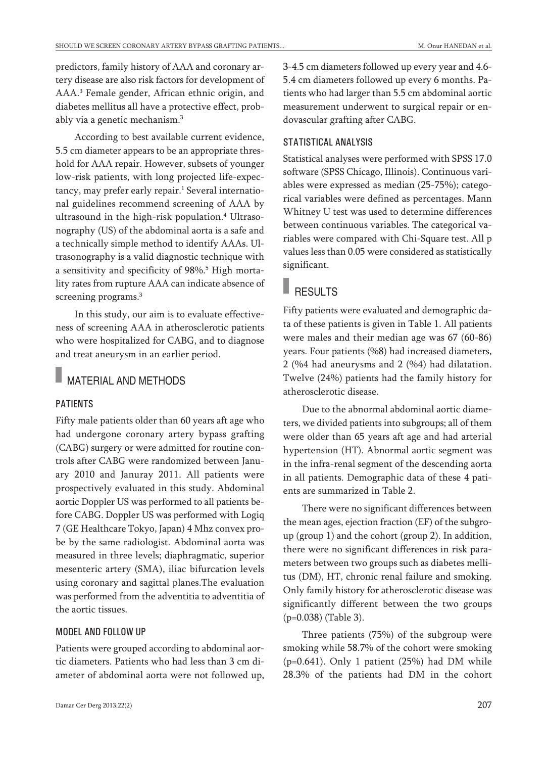predictors, family history of AAA and coronary artery disease are also risk factors for development of AAA.[3] Female gender, African ethnic origin, and diabetes mellitus all have a protective effect, probably via a genetic mechanism.[3]

According to best available current evidence, 5.5 cm diameter appears to be an appropriate threshold for AAA repair. However, subsets of younger low-risk patients, with long projected life-expectancy, may prefer early repair.[1] Several international guidelines recommend screening of AAA by ultrasound in the high-risk population.[4] Ultrasonography (US) of the abdominal aorta is a safe and a technically simple method to identify AAAs. Ultrasonography is a valid diagnostic technique with a sensitivity and specificity of 98%.[5] High mortality rates from rupture AAA can indicate absence of screening programs.[3]

In this study, our aim is to evaluate effectiveness of screening AAA in atherosclerotic patients who were hospitalized for CABG, and to diagnose and treat aneurysm in an earlier period.

## MATERIAL AND METHODS

### PATIENTS

Fifty male patients older than 60 years aft age who had undergone coronary artery bypass grafting (CABG) surgery or were admitted for routine controls after CABG were randomized between January 2010 and Januray 2011. All patients were prospectively evaluated in this study. Abdominal aortic Doppler US was performed to all patients before CABG. Doppler US was performed with Logiq 7 (GE Healthcare Tokyo, Japan) 4 Mhz convex probe by the same radiologist. Abdominal aorta was measured in three levels; diaphragmatic, superior mesenteric artery (SMA), iliac bifurcation levels using coronary and sagittal planes.The evaluation was performed from the adventitia to adventitia of the aortic tissues.

### MODEL AND FOLLOW UP

Patients were grouped according to abdominal aortic diameters. Patients who had less than 3 cm diameter of abdominal aorta were not followed up, 3-4.5 cm diameters followed up every year and 4.6-5.4 cm diameters followed up every 6 months. Patients who had larger than 5.5 cm abdominal aortic measurement underwent to surgical repair or endovascular grafting after CABG.

### STATISTICAL ANALYSIS

Statistical analyses were performed with SPSS 17.0 software (SPSS Chicago, Illinois). Continuous variables were expressed as median (25-75%); categorical variables were defined as percentages. Mann Whitney U test was used to determine differences between continuous variables. The categorical variables were compared with Chi-Square test. All p values less than 0.05 were considered as statistically significant.

## RESULTS

Fifty patients were evaluated and demographic data of these patients is given in Table 1. All patients were males and their median age was 67 (60-86) years. Four patients (%8) had increased diameters, 2 (%4 had aneurysms and 2 (%4) had dilatation. Twelve (24%) patients had the family history for atherosclerotic disease.

Due to the abnormal abdominal aortic diameters, we divided patients into subgroups; all of them were older than 65 years aft age and had arterial hypertension (HT). Abnormal aortic segment was in the infra-renal segment of the descending aorta in all patients. Demographic data of these 4 patients are summarized in Table 2.

There were no significant differences between the mean ages, ejection fraction (EF) of the subgroup (group 1) and the cohort (group 2). In addition, there were no significant differences in risk parameters between two groups such as diabetes mellitus (DM), HT, chronic renal failure and smoking. Only family history for atherosclerotic disease was significantly different between the two groups ($p=0.038$) (Table 3).

Three patients (75%) of the subgroup were smoking while 58.7% of the cohort were smoking ($p=0.641$). Only 1 patient (25%) had DM while 28.3% of the patients had DM in the cohort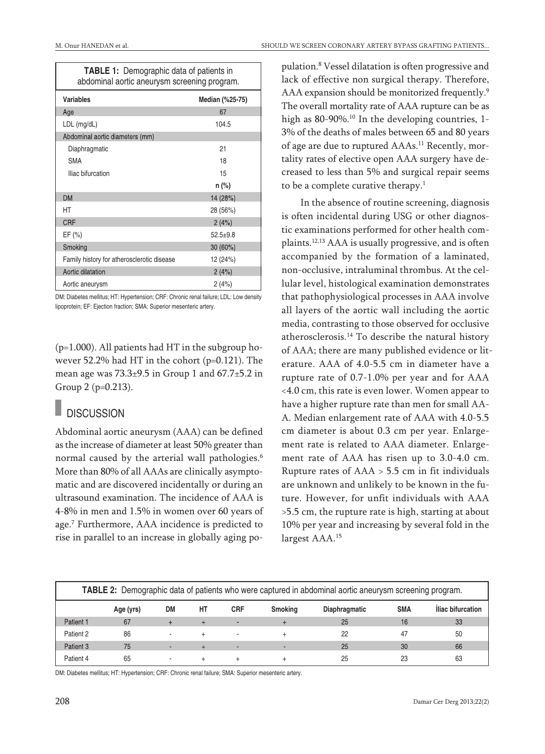**TABLE 1:** Demographic data of patients in abdominal aortic aneurysm screening program.

| Variables | Median (%25-75) |
|---|---|
| Age | 67 |
| LDL (mg/dL) | 104.5 |
| Abdominal aortic diameters (mm) | |
| Diaphragmatic | 21 |
| SMA | 18 |
| Iliac bifurcation | 15 |
| | n (%) |
| DM | 14 (28%) |
| HT | 28 (56%) |
| CRF | 2 (4%) |
| EF (%) | 52.5±9.8 |
| Smoking | 30 (60%) |
| Family history for atherosclerotic disease | 12 (24%) |
| Aortic dilatation | 2 (4%) |
| Aortic aneurysm | 2 (4%) |

DM: Diabetes mellitus; HT: Hypertension; CRF: Chronic renal failure; LDL: Low density lipoprotein; EF: Ejection fraction; SMA: Superior mesenteric artery.

($p=1.000$). All patients had HT in the subgroup however 52.2% had HT in the cohort ($p=0.121$). The mean age was 73.3±9.5 in Group 1 and 67.7±5.2 in Group 2 ($p=0.213$).

## DISCUSSION

Abdominal aortic aneurysm (AAA) can be defined as the increase of diameter at least 50% greater than normal caused by the arterial wall pathologies.[6] More than 80% of all AAAs are clinically asymptomatic and are discovered incidentally or during an ultrasound examination. The incidence of AAA is 4-8% in men and 1.5% in women over 60 years of age.[7] Furthermore, AAA incidence is predicted to rise in parallel to an increase in globally aging population.[8] Vessel dilatation is often progressive and lack of effective non surgical therapy. Therefore, AAA expansion should be monitorized frequently.[9] The overall mortality rate of AAA rupture can be as high as 80-90%.[10] In the developing countries, 1-3% of the deaths of males between 65 and 80 years of age are due to ruptured AAAs.[11] Recently, mortality rates of elective open AAA surgery have decreased to less than 5% and surgical repair seems to be a complete curative therapy.[1]

In the absence of routine screening, diagnosis is often incidental during USG or other diagnostic examinations performed for other health complaints.[12,13] AAA is usually progressive, and is often accompanied by the formation of a laminated, non-occlusive, intraluminal thrombus. At the cellular level, histological examination demonstrates that pathophysiological processes in AAA involve all layers of the aortic wall including the aortic media, contrasting to those observed for occlusive atherosclerosis.[14] To describe the natural history of AAA; there are many published evidence or literature. AAA of 4.0-5.5 cm in diameter have a rupture rate of 0.7-1.0% per year and for AAA <4.0 cm, this rate is even lower. Women appear to have a higher rupture rate than men for small AAA. Median enlargement rate of AAA with 4.0-5.5 cm diameter is about 0.3 cm per year. Enlargement rate is related to AAA diameter. Enlargement rate of AAA has risen up to 3.0-4.0 cm. Rupture rates of AAA > 5.5 cm in fit individuals are unknown and unlikely to be known in the future. However, for unfit individuals with AAA >5.5 cm, the rupture rate is high, starting at about 10% per year and increasing by several fold in the largest AAA.[15]

**TABLE 2:** Demographic data of patients who were captured in abdominal aortic aneurysm screening program.

| | Age (yrs) | DM | HT | CRF | Smoking | Diaphragmatic | SMA | İliac bifurcation |
|---|---|---|---|---|---|---|---|---|
| Patient 1 | 67 | + | + | - | + | 25 | 16 | 33 |
| Patient 2 | 86 | - | + | - | + | 22 | 47 | 50 |
| Patient 3 | 75 | - | + | - | - | 25 | 30 | 66 |
| Patient 4 | 65 | - | + | + | + | 25 | 23 | 63 |

DM: Diabetes mellitus; HT: Hypertension; CRF: Chronic renal failure; SMA: Superior mesenteric artery.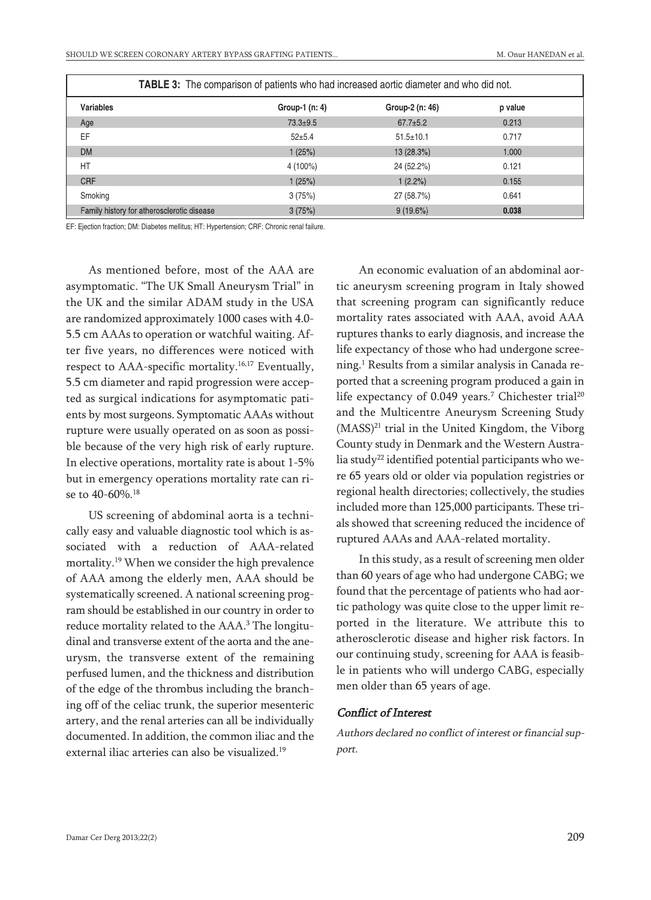**TABLE 3:** The comparison of patients who had increased aortic diameter and who did not.

| Variables | Group-1 (n: 4) | Group-2 (n: 46) | p value |
|---|---|---|---|
| Age | 73.3±9.5 | 67.7±5.2 | 0.213 |
| EF | 52±5.4 | 51.5±10.1 | 0.717 |
| DM | 1 (25%) | 13 (28.3%) | 1.000 |
| HT | 4 (100%) | 24 (52.2%) | 0.121 |
| CRF | 1 (25%) | 1 (2.2%) | 0.155 |
| Smoking | 3 (75%) | 27 (58.7%) | 0.641 |
| Family history for atherosclerotic disease | 3 (75%) | 9 (19.6%) | **0.038** |

EF: Ejection fraction; DM: Diabetes mellitus; HT: Hypertension; CRF: Chronic renal failure.

As mentioned before, most of the AAA are asymptomatic. "The UK Small Aneurysm Trial" in the UK and the similar ADAM study in the USA are randomized approximately 1000 cases with 4.0-5.5 cm AAAs to operation or watchful waiting. After five years, no differences were noticed with respect to AAA-specific mortality.[16,17] Eventually, 5.5 cm diameter and rapid progression were accepted as surgical indications for asymptomatic patients by most surgeons. Symptomatic AAAs without rupture were usually operated on as soon as possible because of the very high risk of early rupture. In elective operations, mortality rate is about 1-5% but in emergency operations mortality rate can rise to 40-60%.[18]

US screening of abdominal aorta is a technically easy and valuable diagnostic tool which is associated with a reduction of AAA-related mortality.[19] When we consider the high prevalence of AAA among the elderly men, AAA should be systematically screened. A national screening program should be established in our country in order to reduce mortality related to the AAA.[3] The longitudinal and transverse extent of the aorta and the aneurysm, the transverse extent of the remaining perfused lumen, and the thickness and distribution of the edge of the thrombus including the branching off of the celiac trunk, the superior mesenteric artery, and the renal arteries can all be individually documented. In addition, the common iliac and the external iliac arteries can also be visualized.[19]

An economic evaluation of an abdominal aortic aneurysm screening program in Italy showed that screening program can significantly reduce mortality rates associated with AAA, avoid AAA ruptures thanks to early diagnosis, and increase the life expectancy of those who had undergone screening.[1] Results from a similar analysis in Canada reported that a screening program produced a gain in life expectancy of 0.049 years.[7] Chichester trial[20] and the Multicentre Aneurysm Screening Study (MASS)[21] trial in the United Kingdom, the Viborg County study in Denmark and the Western Australia study[22] identified potential participants who were 65 years old or older via population registries or regional health directories; collectively, the studies included more than 125,000 participants. These trials showed that screening reduced the incidence of ruptured AAAs and AAA-related mortality.

In this study, as a result of screening men older than 60 years of age who had undergone CABG; we found that the percentage of patients who had aortic pathology was quite close to the upper limit reported in the literature. We attribute this to atherosclerotic disease and higher risk factors. In our continuing study, screening for AAA is feasible in patients who will undergo CABG, especially men older than 65 years of age.

### *Conflict of Interest*

*Authors declared no conflict of interest or financial support.*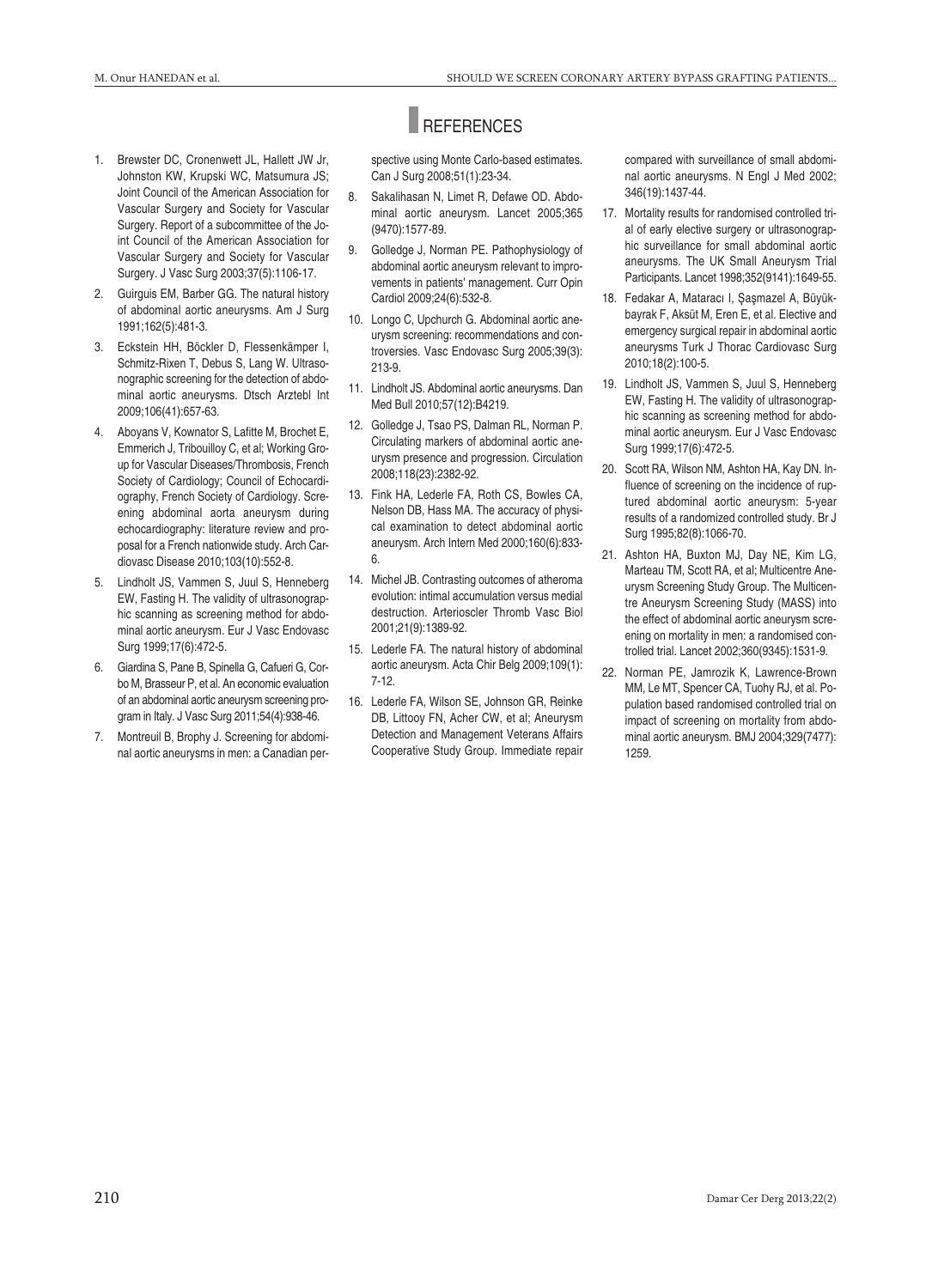## REFERENCES

1. Brewster DC, Cronenwett JL, Hallett JW Jr, Johnston KW, Krupski WC, Matsumura JS; Joint Council of the American Association for Vascular Surgery and Society for Vascular Surgery. Report of a subcommittee of the Joint Council of the American Association for Vascular Surgery and Society for Vascular Surgery. J Vasc Surg 2003;37(5):1106-17.
2. Guirguis EM, Barber GG. The natural history of abdominal aortic aneurysms. Am J Surg 1991;162(5):481-3.
3. Eckstein HH, Böckler D, Flessenkämper I, Schmitz-Rixen T, Debus S, Lang W. Ultrasonographic screening for the detection of abdominal aortic aneurysms. Dtsch Arztebl Int 2009;106(41):657-63.
4. Aboyans V, Kownator S, Lafitte M, Brochet E, Emmerich J, Tribouilloy C, et al; Working Group for Vascular Diseases/Thrombosis, French Society of Cardiology; Council of Echocardiography, French Society of Cardiology. Screening abdominal aorta aneurysm during echocardiography: literature review and proposal for a French nationwide study. Arch Cardiovasc Disease 2010;103(10):552-8.
5. Lindholt JS, Vammen S, Juul S, Henneberg EW, Fasting H. The validity of ultrasonographic scanning as screening method for abdominal aortic aneurysm. Eur J Vasc Endovasc Surg 1999;17(6):472-5.
6. Giardina S, Pane B, Spinella G, Cafueri G, Corbo M, Brasseur P, et al. An economic evaluation of an abdominal aortic aneurysm screening program in Italy. J Vasc Surg 2011;54(4):938-46.
7. Montreuil B, Brophy J. Screening for abdominal aortic aneurysms in men: a Canadian perspective using Monte Carlo-based estimates. Can J Surg 2008;51(1):23-34.
8. Sakalihasan N, Limet R, Defawe OD. Abdominal aortic aneurysm. Lancet 2005;365 (9470):1577-89.
9. Golledge J, Norman PE. Pathophysiology of abdominal aortic aneurysm relevant to improvements in patients' management. Curr Opin Cardiol 2009;24(6):532-8.
10. Longo C, Upchurch G. Abdominal aortic aneurysm screening: recommendations and controversies. Vasc Endovasc Surg 2005;39(3): 213-9.
11. Lindholt JS. Abdominal aortic aneurysms. Dan Med Bull 2010;57(12):B4219.
12. Golledge J, Tsao PS, Dalman RL, Norman P. Circulating markers of abdominal aortic aneurysm presence and progression. Circulation 2008;118(23):2382-92.
13. Fink HA, Lederle FA, Roth CS, Bowles CA, Nelson DB, Hass MA. The accuracy of physical examination to detect abdominal aortic aneurysm. Arch Intern Med 2000;160(6):833-6.
14. Michel JB. Contrasting outcomes of atheroma evolution: intimal accumulation versus medial destruction. Arterioscler Thromb Vasc Biol 2001;21(9):1389-92.
15. Lederle FA. The natural history of abdominal aortic aneurysm. Acta Chir Belg 2009;109(1): 7-12.
16. Lederle FA, Wilson SE, Johnson GR, Reinke DB, Littooy FN, Acher CW, et al; Aneurysm Detection and Management Veterans Affairs Cooperative Study Group. Immediate repair compared with surveillance of small abdominal aortic aneurysms. N Engl J Med 2002; 346(19):1437-44.
17. Mortality results for randomised controlled trial of early elective surgery or ultrasonographic surveillance for small abdominal aortic aneurysms. The UK Small Aneurysm Trial Participants. Lancet 1998;352(9141):1649-55.
18. Fedakar A, Mataracı I, Şaşmazel A, Büyükbayrak F, Aksüt M, Eren E, et al. Elective and emergency surgical repair in abdominal aortic aneurysms Turk J Thorac Cardiovasc Surg 2010;18(2):100-5.
19. Lindholt JS, Vammen S, Juul S, Henneberg EW, Fasting H. The validity of ultrasonographic scanning as screening method for abdominal aortic aneurysm. Eur J Vasc Endovasc Surg 1999;17(6):472-5.
20. Scott RA, Wilson NM, Ashton HA, Kay DN. Influence of screening on the incidence of ruptured abdominal aortic aneurysm: 5-year results of a randomized controlled study. Br J Surg 1995;82(8):1066-70.
21. Ashton HA, Buxton MJ, Day NE, Kim LG, Marteau TM, Scott RA, et al; Multicentre Aneurysm Screening Study Group. The Multicentre Aneurysm Screening Study (MASS) into the effect of abdominal aortic aneurysm screening on mortality in men: a randomised controlled trial. Lancet 2002;360(9345):1531-9.
22. Norman PE, Jamrozik K, Lawrence-Brown MM, Le MT, Spencer CA, Tuohy RJ, et al. Population based randomised controlled trial on impact of screening on mortality from abdominal aortic aneurysm. BMJ 2004;329(7477): 1259.